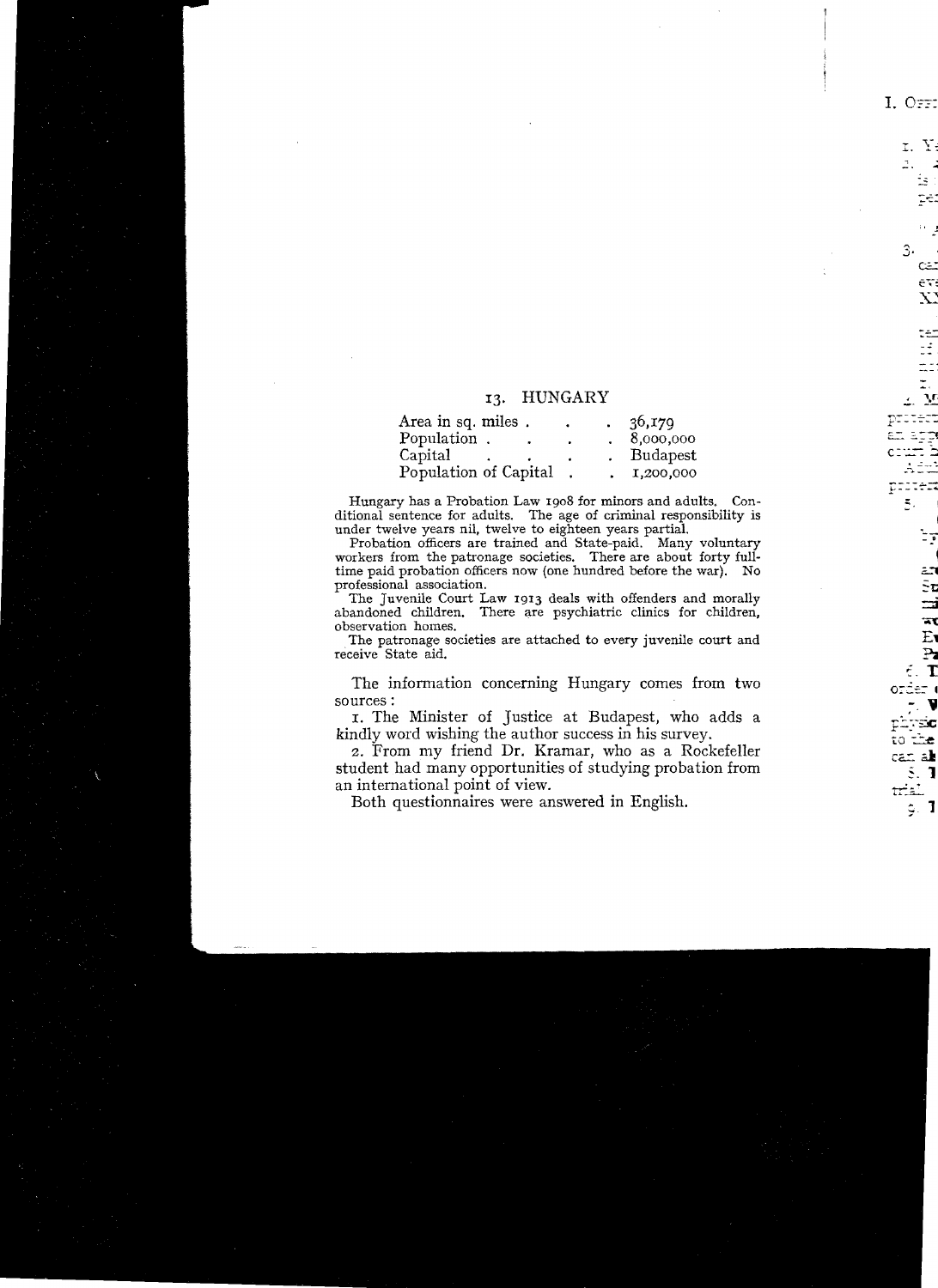## 13. HUNGARY

| | |
|---|---|
| Area in sq. miles | 36,179 |
| Population | 8,000,000 |
| Capital | Budapest |
| Population of Capital | 1,200,000 |

Hungary has a Probation Law 1908 for minors and adults. Conditional sentence for adults. The age of criminal responsibility is under twelve years nil, twelve to eighteen years partial.

Probation officers are trained and State-paid. Many voluntary workers from the patronage societies. There are about forty full-time paid probation officers now (one hundred before the war). No professional association.

The Juvenile Court Law 1913 deals with offenders and morally abandoned children. There are psychiatric clinics for children, observation homes.

The patronage societies are attached to every juvenile court and receive State aid.

The information concerning Hungary comes from two sources:

1. The Minister of Justice at Budapest, who adds a kindly word wishing the author success in his survey.

2. From my friend Dr. Kramar, who as a Rockefeller student had many opportunities of studying probation from an international point of view.

Both questionnaires were answered in English.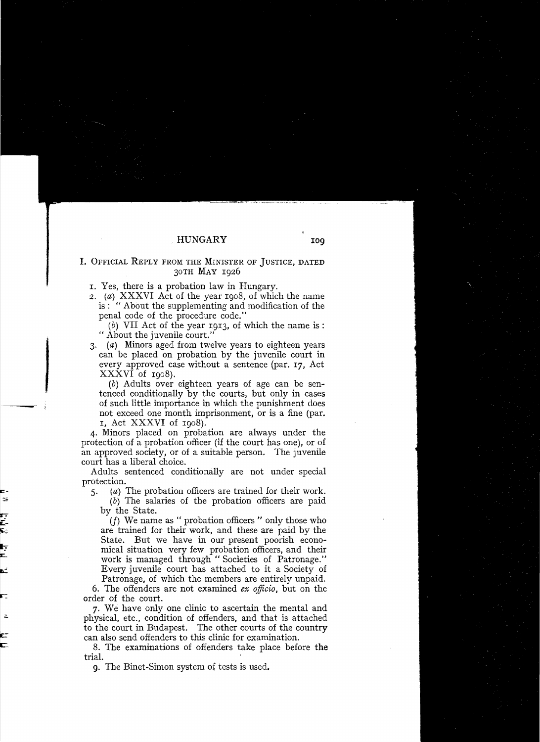## HUNGARY

### I. Official Reply from the Minister of Justice, dated 30th May 1926

1. Yes, there is a probation law in Hungary.
2. (*a*) XXXVI Act of the year 1908, of which the name is: "About the supplementing and modification of the penal code of the procedure code."

   (*b*) VII Act of the year 1913, of which the name is: "About the juvenile court."
3. (*a*) Minors aged from twelve years to eighteen years can be placed on probation by the juvenile court in every approved case without a sentence (par. 17, Act XXXVI of 1908).

   (*b*) Adults over eighteen years of age can be sentenced conditionally by the courts, but only in cases of such little importance in which the punishment does not exceed one month imprisonment, or is a fine (par. 1, Act XXXVI of 1908).
4. Minors placed on probation are always under the protection of a probation officer (if the court has one), or of an approved society, or of a suitable person. The juvenile court has a liberal choice.

Adults sentenced conditionally are not under special protection.

5. (*a*) The probation officers are trained for their work.

   (*b*) The salaries of the probation officers are paid by the State.

   (*f*) We name as "probation officers" only those who are trained for their work, and these are paid by the State. But we have in our present poorish economical situation very few probation officers, and their work is managed through "Societies of Patronage." Every juvenile court has attached to it a Society of Patronage, of which the members are entirely unpaid.
6. The offenders are not examined *ex officio*, but on the order of the court.
7. We have only one clinic to ascertain the mental and physical, etc., condition of offenders, and that is attached to the court in Budapest. The other courts of the country can also send offenders to this clinic for examination.
8. The examinations of offenders take place before the trial.
9. The Binet-Simon system of tests is used.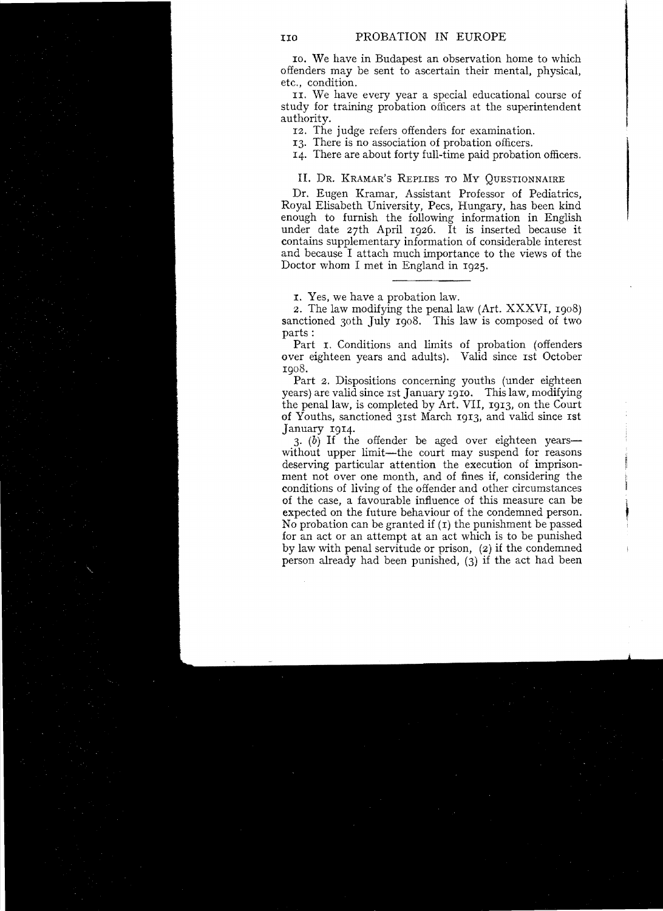10. We have in Budapest an observation home to which offenders may be sent to ascertain their mental, physical, etc., condition.

11. We have every year a special educational course of study for training probation officers at the superintendent authority.

12. The judge refers offenders for examination.

13. There is no association of probation officers.

14. There are about forty full-time paid probation officers.

## II. Dr. Kramar's Replies to My Questionnaire

Dr. Eugen Kramar, Assistant Professor of Pediatrics, Royal Elisabeth University, Pecs, Hungary, has been kind enough to furnish the following information in English under date 27th April 1926. It is inserted because it contains supplementary information of considerable interest and because I attach much importance to the views of the Doctor whom I met in England in 1925.

---

1. Yes, we have a probation law.

2. The law modifying the penal law (Art. XXXVI, 1908) sanctioned 30th July 1908. This law is composed of two parts:

Part 1. Conditions and limits of probation (offenders over eighteen years and adults). Valid since 1st October 1908.

Part 2. Dispositions concerning youths (under eighteen years) are valid since 1st January 1910. This law, modifying the penal law, is completed by Art. VII, 1913, on the Court of Youths, sanctioned 31st March 1913, and valid since 1st January 1914.

3. (*b*) If the offender be aged over eighteen years—without upper limit—the court may suspend for reasons deserving particular attention the execution of imprisonment not over one month, and of fines if, considering the conditions of living of the offender and other circumstances of the case, a favourable influence of this measure can be expected on the future behaviour of the condemned person. No probation can be granted if (1) the punishment be passed for an act or an attempt at an act which is to be punished by law with penal servitude or prison, (2) if the condemned person already had been punished, (3) if the act had been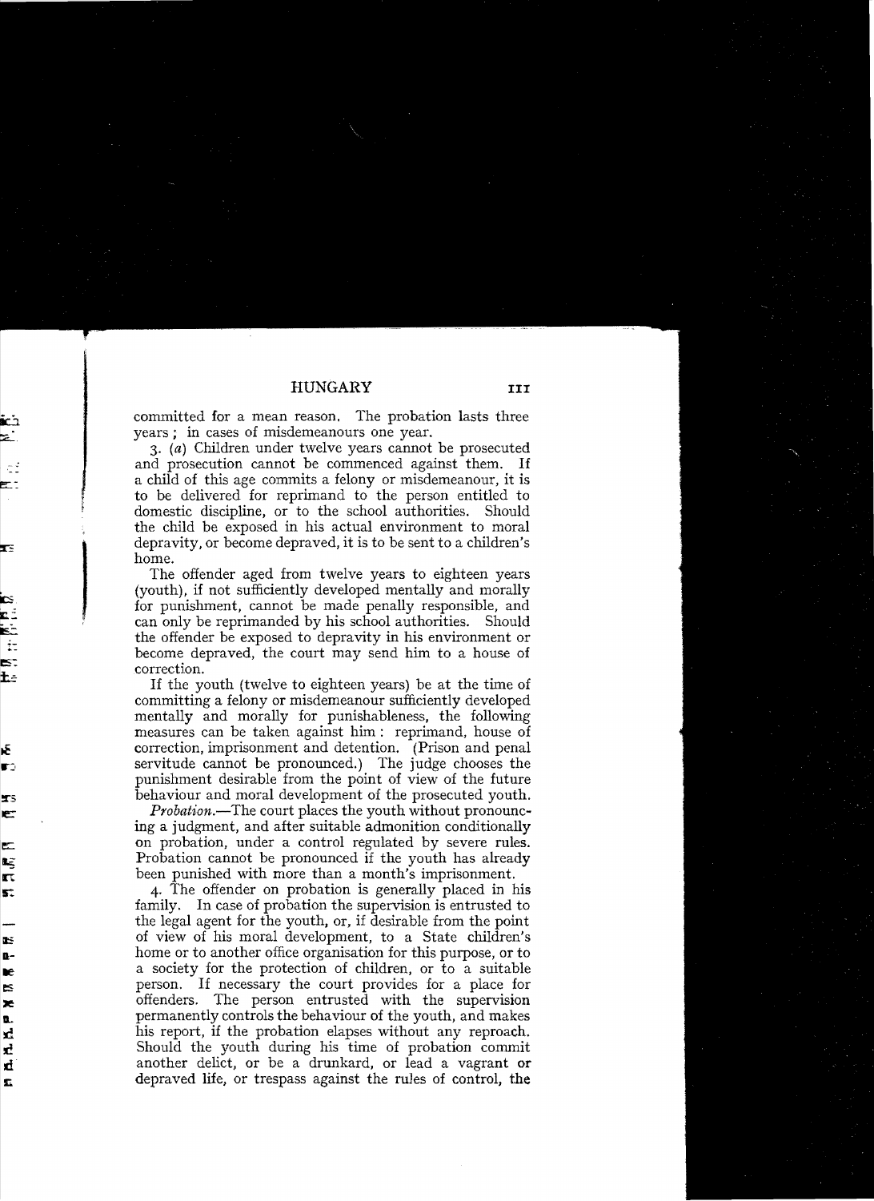committed for a mean reason. The probation lasts three years; in cases of misdemeanours one year.

3. (*a*) Children under twelve years cannot be prosecuted and prosecution cannot be commenced against them. If a child of this age commits a felony or misdemeanour, it is to be delivered for reprimand to the person entitled to domestic discipline, or to the school authorities. Should the child be exposed in his actual environment to moral depravity, or become depraved, it is to be sent to a children's home.

The offender aged from twelve years to eighteen years (youth), if not sufficiently developed mentally and morally for punishment, cannot be made penally responsible, and can only be reprimanded by his school authorities. Should the offender be exposed to depravity in his environment or become depraved, the court may send him to a house of correction.

If the youth (twelve to eighteen years) be at the time of committing a felony or misdemeanour sufficiently developed mentally and morally for punishableness, the following measures can be taken against him: reprimand, house of correction, imprisonment and detention. (Prison and penal servitude cannot be pronounced.) The judge chooses the punishment desirable from the point of view of the future behaviour and moral development of the prosecuted youth.

*Probation.*—The court places the youth without pronouncing a judgment, and after suitable admonition conditionally on probation, under a control regulated by severe rules. Probation cannot be pronounced if the youth has already been punished with more than a month's imprisonment.

4. The offender on probation is generally placed in his family. In case of probation the supervision is entrusted to the legal agent for the youth, or, if desirable from the point of view of his moral development, to a State children's home or to another office organisation for this purpose, or to a society for the protection of children, or to a suitable person. If necessary the court provides for a place for offenders. The person entrusted with the supervision permanently controls the behaviour of the youth, and makes his report, if the probation elapses without any reproach. Should the youth during his time of probation commit another delict, or be a drunkard, or lead a vagrant or depraved life, or trespass against the rules of control, the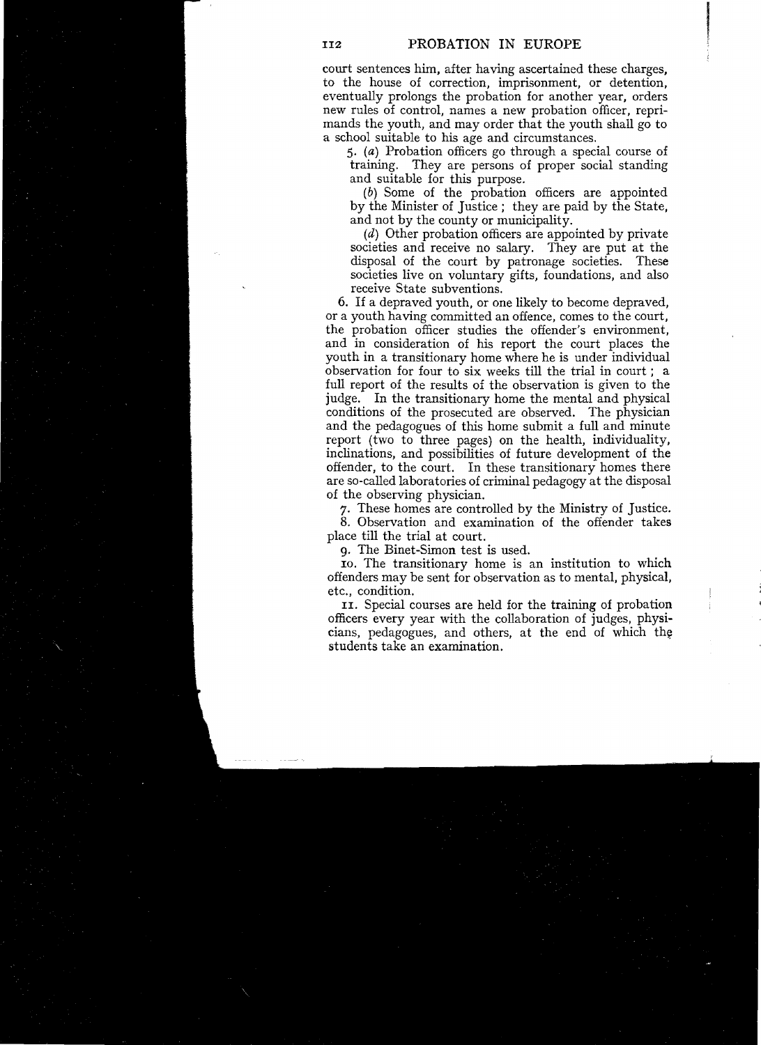court sentences him, after having ascertained these charges, to the house of correction, imprisonment, or detention, eventually prolongs the probation for another year, orders new rules of control, names a new probation officer, reprimands the youth, and may order that the youth shall go to a school suitable to his age and circumstances.

5. (*a*) Probation officers go through a special course of training. They are persons of proper social standing and suitable for this purpose.

(*b*) Some of the probation officers are appointed by the Minister of Justice; they are paid by the State, and not by the county or municipality.

(*d*) Other probation officers are appointed by private societies and receive no salary. They are put at the disposal of the court by patronage societies. These societies live on voluntary gifts, foundations, and also receive State subventions.

6. If a depraved youth, or one likely to become depraved, or a youth having committed an offence, comes to the court, the probation officer studies the offender's environment, and in consideration of his report the court places the youth in a transitionary home where he is under individual observation for four to six weeks till the trial in court; a full report of the results of the observation is given to the judge. In the transitionary home the mental and physical conditions of the prosecuted are observed. The physician and the pedagogues of this home submit a full and minute report (two to three pages) on the health, individuality, inclinations, and possibilities of future development of the offender, to the court. In these transitionary homes there are so-called laboratories of criminal pedagogy at the disposal of the observing physician.

7. These homes are controlled by the Ministry of Justice.

8. Observation and examination of the offender takes place till the trial at court.

9. The Binet-Simon test is used.

10. The transitionary home is an institution to which offenders may be sent for observation as to mental, physical, etc., condition.

11. Special courses are held for the training of probation officers every year with the collaboration of judges, physicians, pedagogues, and others, at the end of which the students take an examination.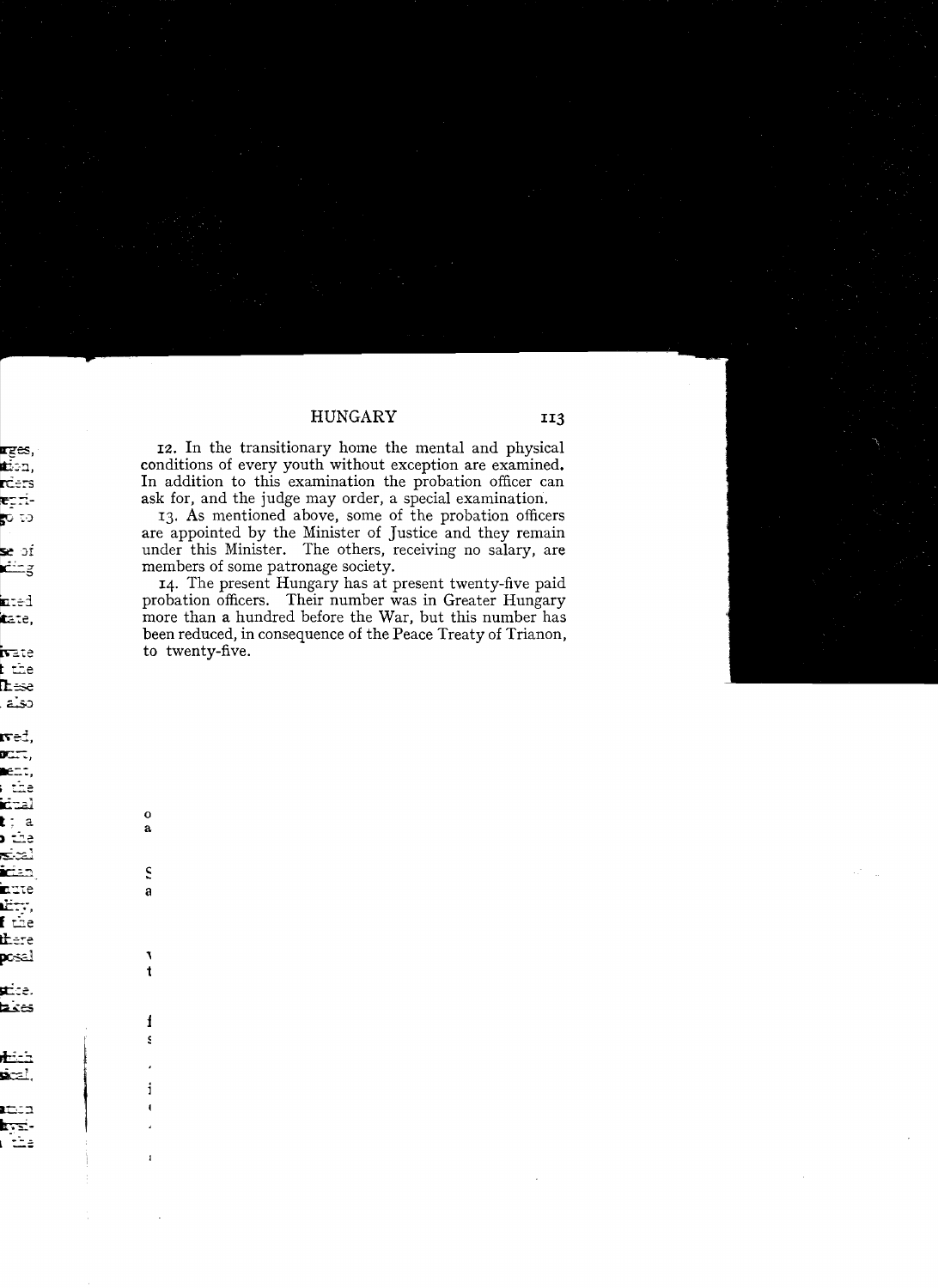12. In the transitionary home the mental and physical conditions of every youth without exception are examined. In addition to this examination the probation officer can ask for, and the judge may order, a special examination.

13. As mentioned above, some of the probation officers are appointed by the Minister of Justice and they remain under this Minister. The others, receiving no salary, are members of some patronage society.

14. The present Hungary has at present twenty-five paid probation officers. Their number was in Greater Hungary more than a hundred before the War, but this number has been reduced, in consequence of the Peace Treaty of Trianon, to twenty-five.